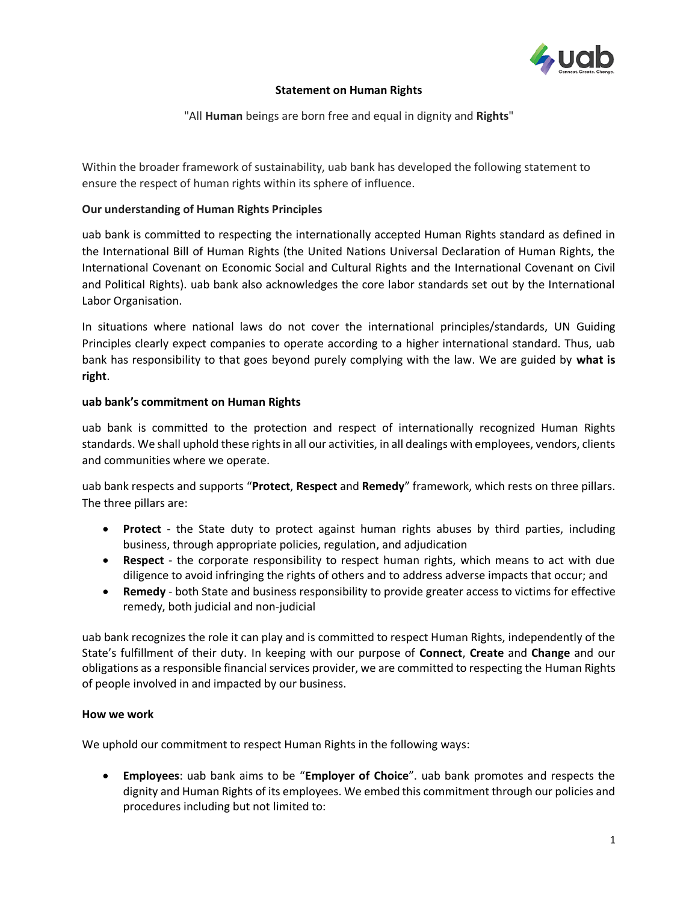# Statement on Human Rights

"All **Human** beings are born free and equal in dignity and **Rights**"

Within the broader framework of sustainability, uab bank has developed the following statement to ensure the respect of human rights within its sphere of influence.

## Our understanding of Human Rights Principles

uab bank is committed to respecting the internationally accepted Human Rights standard as defined in the International Bill of Human Rights (the United Nations Universal Declaration of Human Rights, the International Covenant on Economic Social and Cultural Rights and the International Covenant on Civil and Political Rights). uab bank also acknowledges the core labor standards set out by the International Labor Organisation.

In situations where national laws do not cover the international principles/standards, UN Guiding Principles clearly expect companies to operate according to a higher international standard. Thus, uab bank has responsibility to that goes beyond purely complying with the law. We are guided by **what is right**.

## uab bank's commitment on Human Rights

uab bank is committed to the protection and respect of internationally recognized Human Rights standards. We shall uphold these rights in all our activities, in all dealings with employees, vendors, clients and communities where we operate.

uab bank respects and supports "**Protect**, **Respect** and **Remedy**" framework, which rests on three pillars. The three pillars are:

- **Protect** - the State duty to protect against human rights abuses by third parties, including business, through appropriate policies, regulation, and adjudication
- **Respect** - the corporate responsibility to respect human rights, which means to act with due diligence to avoid infringing the rights of others and to address adverse impacts that occur; and
- **Remedy** - both State and business responsibility to provide greater access to victims for effective remedy, both judicial and non-judicial

uab bank recognizes the role it can play and is committed to respect Human Rights, independently of the State's fulfillment of their duty. In keeping with our purpose of **Connect**, **Create** and **Change** and our obligations as a responsible financial services provider, we are committed to respecting the Human Rights of people involved in and impacted by our business.

## How we work

We uphold our commitment to respect Human Rights in the following ways:

- **Employees**: uab bank aims to be "**Employer of Choice**". uab bank promotes and respects the dignity and Human Rights of its employees. We embed this commitment through our policies and procedures including but not limited to: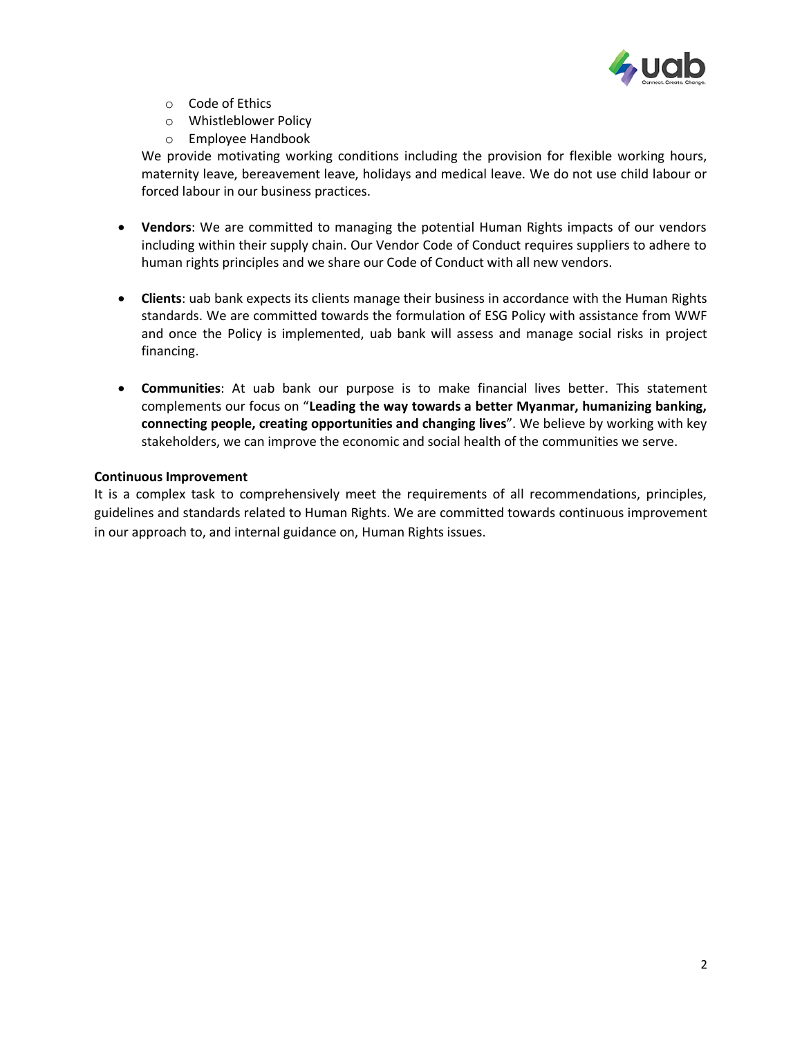- Code of Ethics
    - Whistleblower Policy
    - Employee Handbook

  We provide motivating working conditions including the provision for flexible working hours, maternity leave, bereavement leave, holidays and medical leave. We do not use child labour or forced labour in our business practices.

- **Vendors**: We are committed to managing the potential Human Rights impacts of our vendors including within their supply chain. Our Vendor Code of Conduct requires suppliers to adhere to human rights principles and we share our Code of Conduct with all new vendors.

- **Clients**: uab bank expects its clients manage their business in accordance with the Human Rights standards. We are committed towards the formulation of ESG Policy with assistance from WWF and once the Policy is implemented, uab bank will assess and manage social risks in project financing.

- **Communities**: At uab bank our purpose is to make financial lives better. This statement complements our focus on "**Leading the way towards a better Myanmar, humanizing banking, connecting people, creating opportunities and changing lives**". We believe by working with key stakeholders, we can improve the economic and social health of the communities we serve.

**Continuous Improvement**

It is a complex task to comprehensively meet the requirements of all recommendations, principles, guidelines and standards related to Human Rights. We are committed towards continuous improvement in our approach to, and internal guidance on, Human Rights issues.